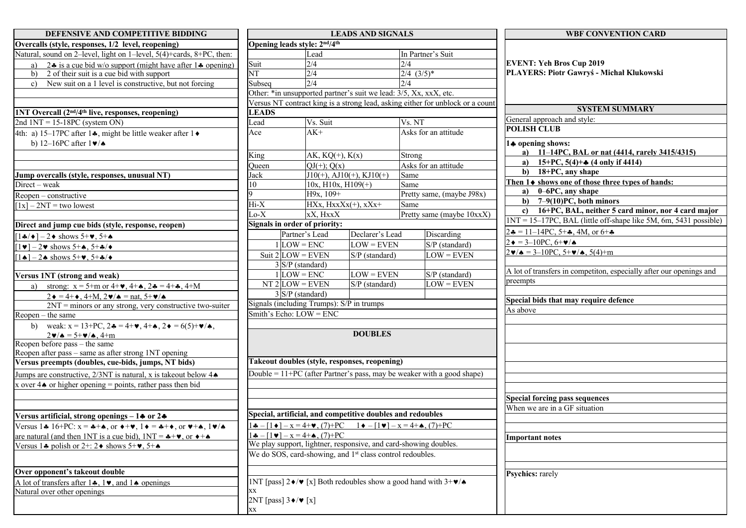# DEFENSIVE AND COMPETITIVE BIDDING

**Overcalls (style, responses, 1/2 level, reopening)**

Natural, sound on 2–level, light on 1–level, 5(4)+cards, 8+PC, then:

a) 2♣ is a cue bid w/o support (might have after 1♣ opening)
b) 2 of their suit is a cue bid with support
c) New suit on a 1 level is constructive, but not forcing

**1NT Overcall (2nd/4th live, responses, reopening)**

2nd 1NT = 15-18PC (system ON)

4th: a) 15–17PC after 1♣, might be little weaker after 1♦
b) 12–16PC after 1♥/♠

**Jump overcalls (style, responses, unusual NT)**

Direct – weak

Reopen – constructive

[1x] – 2NT = two lowest

**Direct and jump cue bids (style, response, reopen)**

[1♣/♦] – 2♦ shows 5+♥, 5+♠

[1♥] – 2♥ shows 5+♠, 5+♣/♦

[1♠] – 2♠ shows 5+♥, 5+♣/♦

**Versus 1NT (strong and weak)**

a) strong: x = 5+m or 4+♥, 4+♠, 2♣ = 4+♣, 4+M
2♦ = 4+♦, 4+M, 2♥/♠ = nat, 5+♥/♠
2NT = minors or any strong, very constructive two-suiter

Reopen – the same

b) weak: x = 13+PC, 2♣ = 4+♥, 4+♠, 2♦ = 6(5)+♥/♠,
2♥/♠ = 5+♥/♠, 4+m

Reopen before pass – the same

Reopen after pass – same as after strong 1NT opening

**Versus preempts (doubles, cue-bids, jumps, NT bids)**

Jumps are constructive, 2/3NT is natural, x is takeout below 4♠

x over 4♠ or higher opening = points, rather pass then bid

**Versus artificial, strong openings – 1♣ or 2♣**

Versus 1♣ 16+PC: x = ♣+♠, or ♦+♥, 1♦ = ♣+♦, or ♥+♠, 1♥/♠ are natural (and then 1NT is a cue bid), 1NT = ♣+♥, or ♦+♠

Versus 1♣ polish or 2+: 2♦ shows 5+♥, 5+♠

**Over opponent's takeout double**

A lot of transfers after 1♣, 1♥, and 1♠ openings

Natural over other openings

# LEADS AND SIGNALS

**Opening leads style: 2nd/4th**

| | Lead | In Partner's Suit |
|---|---|---|
| Suit | 2/4 | 2/4 |
| NT | 2/4 | 2/4 (3/5)* |
| Subseq | 2/4 | 2/4 |

Other: *in unsupported partner's suit we lead: 3/5, Xx, xxX, etc.

Versus NT contract king is a strong lead, asking either for unblock or a count

**LEADS**

| Lead | Vs. Suit | Vs. NT |
|---|---|---|
| Ace | AK+ | Asks for an attitude |
| King | AK, KQ(+), K(x) | Strong |
| Queen | QJ(+); Q(x) | Asks for an attitude |
| Jack | J10(+), AJ10(+), KJ10(+) | Same |
| 10 | 10x, H10x, H109(+) | Same |
| 9 | H9x, 109+ | Pretty same, (maybe J98x) |
| Hi-X | HXx, HxxXx(+), xXx+ | Same |
| Lo-X | xX, HxxX | Pretty same (maybe 10xxX) |

**Signals in order of priority:**

| | | Partner's Lead | Declarer's Lead | Discarding |
|---|---|---|---|---|
| Suit | 1 | LOW = ENC | LOW = EVEN | S/P (standard) |
| | 2 | LOW = EVEN | S/P (standard) | LOW = EVEN |
| | 3 | S/P (standard) | | |
| NT | 1 | LOW = ENC | LOW = EVEN | S/P (standard) |
| | 2 | LOW = EVEN | S/P (standard) | LOW = EVEN |
| | 3 | S/P (standard) | | |

Signals (including Trumps): S/P in trumps

Smith's Echo: LOW = ENC

# DOUBLES

**Takeout doubles (style, responses, reopening)**

Double = 11+PC (after Partner's pass, may be weaker with a good shape)

**Special, artificial, and competitive doubles and redoubles**

1♣ – [1♦] – x = 4+♥, (7)+PC    1♦ – [1♥] – x = 4+♠, (7)+PC

1♣ – [1♥] – x = 4+♠, (7)+PC

We play support, lightner, responsive, and card-showing doubles.

We do SOS, card-showing, and 1st class control redoubles.

1NT [pass] 2♦/♥ [x] Both redoubles show a good hand with 3+♥/♠
xx

2NT [pass] 3♦/♥ [x]
xx

# WBF CONVENTION CARD

**EVENT: Yeh Bros Cup 2019**
**PLAYERS: Piotr Gawryś - Michał Klukowski**

## SYSTEM SUMMARY

General approach and style:

**POLISH CLUB**

**1♣ opening shows:**

a) **11–14PC, BAL or nat (4414, rarely 3415/4315)**
a) **15+PC, 5(4)+♣ (4 only if 4414)**
b) **18+PC, any shape**

**Then 1♦ shows one of those three types of hands:**

a) **0–6PC, any shape**
b) **7–9(10)PC, both minors**
c) **16+PC, BAL, neither 5 card minor, nor 4 card major**

1NT = 15–17PC, BAL (little off-shape like 5M, 6m, 5431 possible)

2♣ = 11–14PC, 5+♣, 4M, or 6+♣

2♦ = 3–10PC, 6+♥/♠

2♥/♠ = 3–10PC, 5+♥/♠, 5(4)+m

A lot of transfers in competiton, especially after our openings and preempts

**Special bids that may require defence**

As above

**Special forcing pass sequences**

When we are in a GF situation

**Important notes**

**Psychics:** rarely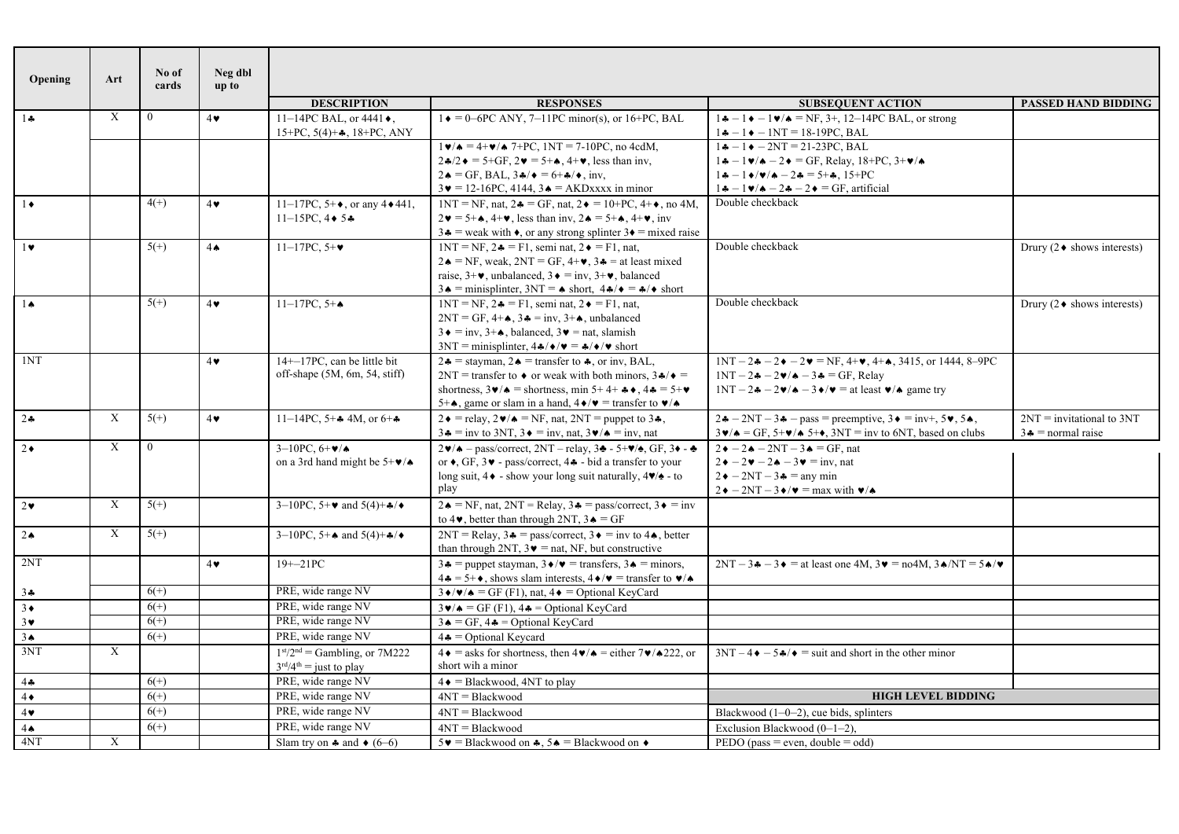| Opening | Art | No of cards | Neg dbl up to | DESCRIPTION | RESPONSES | SUBSEQUENT ACTION | PASSED HAND BIDDING |
|---|---|---|---|---|---|---|---|
| 1♣ | X | 0 | 4♥ | 11–14PC BAL, or 4441♦, 15+PC, 5(4)+♣, 18+PC, ANY | 1♦ = 0–6PC ANY, 7–11PC minor(s), or 16+PC, BAL | 1♣ – 1♦ – 1♥/♠ = NF, 3+, 12–14PC BAL, or strong<br>1♣ – 1♦ – 1NT = 18-19PC, BAL | |
| | | | | | 1♥/♠ = 4+♥/♠ 7+PC, 1NT = 7-10PC, no 4cdM,<br>2♣/2♦ = 5+GF, 2♥ = 5+♠, 4+♥, less than inv,<br>2♠ = GF, BAL, 3♣/♦ = 6+♣/♦, inv,<br>3♥ = 12-16PC, 4144, 3♠ = AKDxxxx in minor | 1♣ – 1♦ – 2NT = 21-23PC, BAL<br>1♣ – 1♥/♠ – 2♦ = GF, Relay, 18+PC, 3+♥/♠<br>1♣ – 1♦/♥/♠ – 2♣ = 5+♣, 15+PC<br>1♣ – 1♥/♠ – 2♣ – 2♦ = GF, artificial | |
| 1♦ | | 4(+) | 4♥ | 11–17PC, 5+♦, or any 4♦441, 11–15PC, 4♦ 5♣ | 1NT = NF, nat, 2♣ = GF, nat, 2♦ = 10+PC, 4+♦, no 4M,<br>2♥ = 5+♠, 4+♥, less than inv, 2♠ = 5+♠, 4+♥, inv<br>3♣ = weak with ♦, or any strong splinter 3♦ = mixed raise | Double checkback | |
| 1♥ | | 5(+) | 4♠ | 11–17PC, 5+♥ | 1NT = NF, nat, 2♣ = F1, semi nat, 2♦ = F1, nat,<br>2♠ = NF, weak, 2NT = GF, 4+♥, 3♣ = at least mixed raise, 3+♥, unbalanced, 3♦ = inv, 3+♥, balanced<br>3♠ = minisplinter, 3NT = ♠ short, 4♣/♦ = ♣/♦ short | Double checkback | Drury (2♦ shows interests) |
| 1♠ | | 5(+) | 4♥ | 11–17PC, 5+♠ | 1NT = NF, nat, 2♣ = F1, semi nat, 2♦ = F1, nat,<br>2NT = GF, 4+♠, 3♣ = inv, 3+♠, unbalanced<br>3♦ = inv, 3+♠, balanced, 3♥ = nat, slamish<br>3NT = minisplinter, 4♣/♦/♥ = ♣/♦/♥ short | Double checkback | Drury (2♦ shows interests) |
| 1NT | | | 4♥ | 14+–17PC, can be little bit off-shape (5M, 6m, 54, stiff) | 2♣ = stayman, 2♠ = transfer to ♣, or inv, BAL,<br>2NT = transfer to ♦ or weak with both minors, 3♣/♦ = shortness, 3♥/♠ = shortness, min 5+ 4+ ♣♦, 4♣ = 5+♥ 5+♠, game or slam in a hand, 4♦/♥ = transfer to ♥/♠ | 1NT – 2♣ – 2♦ – 2♥ = NF, 4+♥, 4+♠, 3415, or 1444, 8–9PC<br>1NT – 2♣ – 2♥/♠ – 3♣ = GF, Relay<br>1NT – 2♣ – 2♥/♠ – 3♦/♥ = at least ♥/♠ game try | |
| 2♣ | X | 5(+) | 4♥ | 11–14PC, 5+♣ 4M, or 6+♣ | 2♦ = relay, 2♥/♠ = NF, nat, 2NT = puppet to 3♣,<br>3♣ = inv to 3NT, 3♦ = inv, nat, 3♥/♠ = inv, nat | 2♣ – 2NT – 3♣ – pass = preemptive, 3♦ = inv+, 5♥, 5♠,<br>3♥/♠ = GF, 5+♥/♠ 5+♦, 3NT = inv to 6NT, based on clubs | 2NT = invitational to 3NT<br>3♣ = normal raise |
| 2♦ | X | 0 | | 3–10PC, 6+♥/♠<br>on a 3rd hand might be 5+♥/♠ | 2♥/♠ – pass/correct, 2NT – relay, 3♣ - 5+♥/♠, GF, 3♦ - ♣ or ♦, GF, 3♥ - pass/correct, 4♣ - bid a transfer to your long suit, 4♦ - show your long suit naturally, 4♥/♠ - to play | 2♦ – 2♠ – 2NT – 3♠ = GF, nat<br>2♦ – 2♥ – 2♠ – 3♥ = inv, nat<br>2♦ – 2NT – 3♣ = any min<br>2♦ – 2NT – 3♦/♥ = max with ♥/♠ | |
| 2♥ | X | 5(+) | | 3–10PC, 5+♥ and 5(4)+♣/♦ | 2♠ = NF, nat, 2NT = Relay, 3♣ = pass/correct, 3♦ = inv to 4♥, better than through 2NT, 3♠ = GF | | |
| 2♠ | X | 5(+) | | 3–10PC, 5+♠ and 5(4)+♣/♦ | 2NT = Relay, 3♣ = pass/correct, 3♦ = inv to 4♠, better than through 2NT, 3♥ = nat, NF, but constructive | | |
| 2NT | | | 4♥ | 19+–21PC | 3♣ = puppet stayman, 3♦/♥ = transfers, 3♠ = minors,<br>4♣ = 5+♦, shows slam interests, 4♦/♥ = transfer to ♥/♠ | 2NT – 3♣ – 3♦ = at least one 4M, 3♥ = no4M, 3♠/NT = 5♠/♥ | |
| 3♣ | | 6(+) | | PRE, wide range NV | 3♦/♥/♠ = GF (F1), nat, 4♦ = Optional KeyCard | | |
| 3♦ | | 6(+) | | PRE, wide range NV | 3♥/♠ = GF (F1), 4♣ = Optional KeyCard | | |
| 3♥ | | 6(+) | | PRE, wide range NV | 3♠ = GF, 4♣ = Optional KeyCard | | |
| 3♠ | | 6(+) | | PRE, wide range NV | 4♣ = Optional Keycard | | |
| 3NT | X | | | 1st/2nd = Gambling, or 7M222<br>3rd/4th = just to play | 4♦ = asks for shortness, then 4♥/♠ = either 7♥/♠222, or short wih a minor | 3NT – 4♦ – 5♣/♦ = suit and short in the other minor | |
| 4♣ | | 6(+) | | PRE, wide range NV | 4♦ = Blackwood, 4NT to play | | |
| 4♦ | | 6(+) | | PRE, wide range NV | 4NT = Blackwood | **HIGH LEVEL BIDDING** | |
| 4♥ | | 6(+) | | PRE, wide range NV | 4NT = Blackwood | Blackwood (1–0–2), cue bids, splinters | |
| 4♠ | | 6(+) | | PRE, wide range NV | 4NT = Blackwood | Exclusion Blackwood (0–1–2), | |
| 4NT | X | | | Slam try on ♣ and ♦ (6–6) | 5♥ = Blackwood on ♣, 5♠ = Blackwood on ♦ | PEDO (pass = even, double = odd) | |